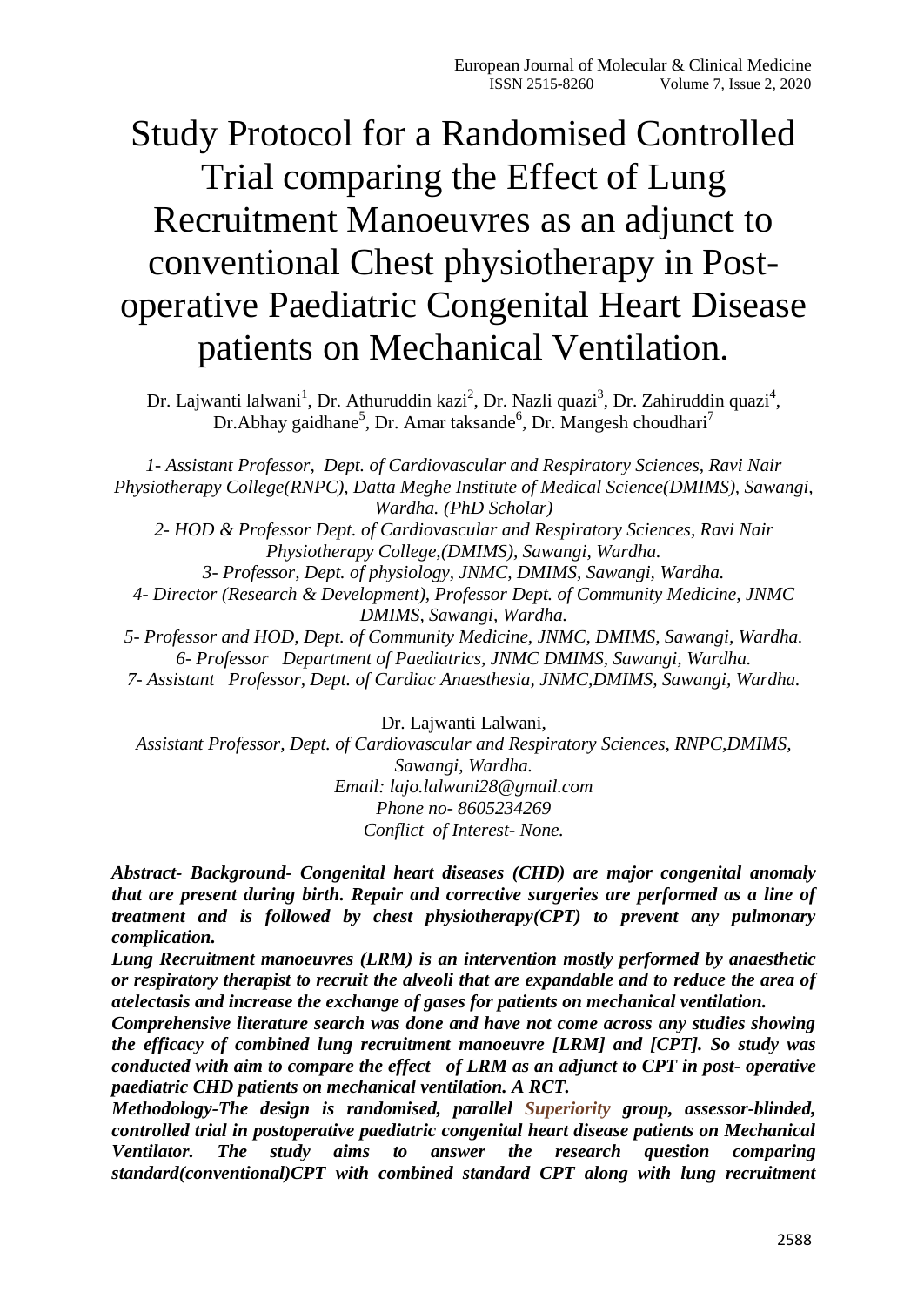# Study Protocol for a Randomised Controlled Trial comparing the Effect of Lung Recruitment Manoeuvres as an adjunct to conventional Chest physiotherapy in Post-operative Paediatric Congenital Heart Disease patients on Mechanical Ventilation.

Dr. Lajwanti lalwani[1], Dr. Athuruddin kazi[2], Dr. Nazli quazi[3], Dr. Zahiruddin quazi[4], Dr.Abhay gaidhane[5], Dr. Amar taksande[6], Dr. Mangesh choudhari[7]

*1- Assistant Professor, Dept. of Cardiovascular and Respiratory Sciences, Ravi Nair Physiotherapy College(RNPC), Datta Meghe Institute of Medical Science(DMIMS), Sawangi, Wardha. (PhD Scholar)*
*2- HOD & Professor Dept. of Cardiovascular and Respiratory Sciences, Ravi Nair Physiotherapy College,(DMIMS), Sawangi, Wardha.*
*3- Professor, Dept. of physiology, JNMC, DMIMS, Sawangi, Wardha.*
*4- Director (Research & Development), Professor Dept. of Community Medicine, JNMC DMIMS, Sawangi, Wardha.*
*5- Professor and HOD, Dept. of Community Medicine, JNMC, DMIMS, Sawangi, Wardha.*
*6- Professor Department of Paediatrics, JNMC DMIMS, Sawangi, Wardha.*
*7- Assistant Professor, Dept. of Cardiac Anaesthesia, JNMC,DMIMS, Sawangi, Wardha.*

Dr. Lajwanti Lalwani,
*Assistant Professor, Dept. of Cardiovascular and Respiratory Sciences, RNPC,DMIMS, Sawangi, Wardha.*
*Email: lajo.lalwani28@gmail.com*
*Phone no- 8605234269*
*Conflict of Interest- None.*

***Abstract- Background- Congenital heart diseases (CHD) are major congenital anomaly that are present during birth. Repair and corrective surgeries are performed as a line of treatment and is followed by chest physiotherapy(CPT) to prevent any pulmonary complication.***

***Lung Recruitment manoeuvres (LRM) is an intervention mostly performed by anaesthetic or respiratory therapist to recruit the alveoli that are expandable and to reduce the area of atelectasis and increase the exchange of gases for patients on mechanical ventilation.***

***Comprehensive literature search was done and have not come across any studies showing the efficacy of combined lung recruitment manoeuvre [LRM] and [CPT]. So study was conducted with aim to compare the effect of LRM as an adjunct to CPT in post- operative paediatric CHD patients on mechanical ventilation. A RCT.***

***Methodology-The design is randomised, parallel Superiority group, assessor-blinded, controlled trial in postoperative paediatric congenital heart disease patients on Mechanical Ventilator. The study aims to answer the research question comparing standard(conventional)CPT with combined standard CPT along with lung recruitment***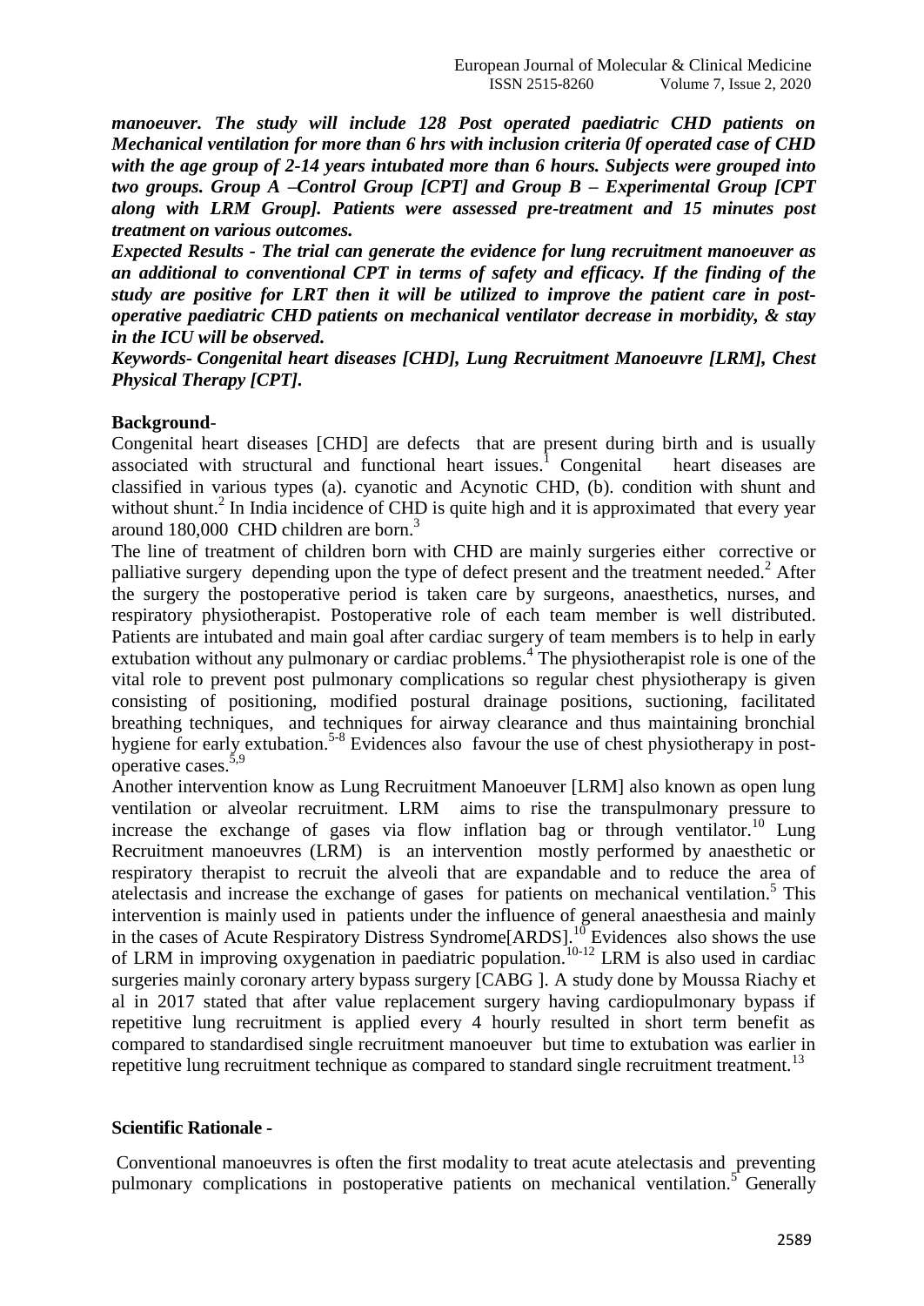***manoeuver. The study will include 128 Post operated paediatric CHD patients on Mechanical ventilation for more than 6 hrs with inclusion criteria 0f operated case of CHD with the age group of 2-14 years intubated more than 6 hours. Subjects were grouped into two groups. Group A –Control Group [CPT] and Group B – Experimental Group [CPT along with LRM Group]. Patients were assessed pre-treatment and 15 minutes post treatment on various outcomes.***

***Expected Results - The trial can generate the evidence for lung recruitment manoeuver as an additional to conventional CPT in terms of safety and efficacy. If the finding of the study are positive for LRT then it will be utilized to improve the patient care in post-operative paediatric CHD patients on mechanical ventilator decrease in morbidity, & stay in the ICU will be observed.***

***Keywords- Congenital heart diseases [CHD], Lung Recruitment Manoeuvre [LRM], Chest Physical Therapy [CPT].***

**Background**-

Congenital heart diseases [CHD] are defects that are present during birth and is usually associated with structural and functional heart issues.[1] Congenital heart diseases are classified in various types (a). cyanotic and Acynotic CHD, (b). condition with shunt and without shunt.[2] In India incidence of CHD is quite high and it is approximated that every year around 180,000 CHD children are born.[3]

The line of treatment of children born with CHD are mainly surgeries either corrective or palliative surgery depending upon the type of defect present and the treatment needed.[2] After the surgery the postoperative period is taken care by surgeons, anaesthetics, nurses, and respiratory physiotherapist. Postoperative role of each team member is well distributed. Patients are intubated and main goal after cardiac surgery of team members is to help in early extubation without any pulmonary or cardiac problems.[4] The physiotherapist role is one of the vital role to prevent post pulmonary complications so regular chest physiotherapy is given consisting of positioning, modified postural drainage positions, suctioning, facilitated breathing techniques, and techniques for airway clearance and thus maintaining bronchial hygiene for early extubation.[5-8] Evidences also favour the use of chest physiotherapy in post-operative cases.[5,9]

Another intervention know as Lung Recruitment Manoeuver [LRM] also known as open lung ventilation or alveolar recruitment. LRM aims to rise the transpulmonary pressure to increase the exchange of gases via flow inflation bag or through ventilator.[10] Lung Recruitment manoeuvres (LRM) is an intervention mostly performed by anaesthetic or respiratory therapist to recruit the alveoli that are expandable and to reduce the area of atelectasis and increase the exchange of gases for patients on mechanical ventilation.[5] This intervention is mainly used in patients under the influence of general anaesthesia and mainly in the cases of Acute Respiratory Distress Syndrome[ARDS].[10] Evidences also shows the use of LRM in improving oxygenation in paediatric population.[10-12] LRM is also used in cardiac surgeries mainly coronary artery bypass surgery [CABG ]. A study done by Moussa Riachy et al in 2017 stated that after value replacement surgery having cardiopulmonary bypass if repetitive lung recruitment is applied every 4 hourly resulted in short term benefit as compared to standardised single recruitment manoeuver but time to extubation was earlier in repetitive lung recruitment technique as compared to standard single recruitment treatment.[13]

**Scientific Rationale -**

Conventional manoeuvres is often the first modality to treat acute atelectasis and preventing pulmonary complications in postoperative patients on mechanical ventilation.[5] Generally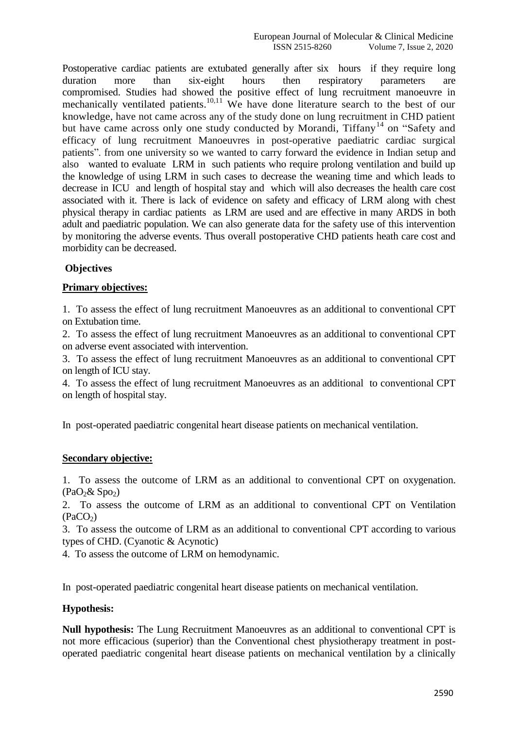Postoperative cardiac patients are extubated generally after six hours if they require long duration more than six-eight hours then respiratory parameters are compromised. Studies had showed the positive effect of lung recruitment manoeuvre in mechanically ventilated patients.[10,11] We have done literature search to the best of our knowledge, have not came across any of the study done on lung recruitment in CHD patient but have came across only one study conducted by Morandi, Tiffany[14] on "Safety and efficacy of lung recruitment Manoeuvres in post-operative paediatric cardiac surgical patients". from one university so we wanted to carry forward the evidence in Indian setup and also wanted to evaluate LRM in such patients who require prolong ventilation and build up the knowledge of using LRM in such cases to decrease the weaning time and which leads to decrease in ICU and length of hospital stay and which will also decreases the health care cost associated with it. There is lack of evidence on safety and efficacy of LRM along with chest physical therapy in cardiac patients as LRM are used and are effective in many ARDS in both adult and paediatric population. We can also generate data for the safety use of this intervention by monitoring the adverse events. Thus overall postoperative CHD patients heath care cost and morbidity can be decreased.

## Objectives

### Primary objectives:

1. To assess the effect of lung recruitment Manoeuvres as an additional to conventional CPT on Extubation time.
2. To assess the effect of lung recruitment Manoeuvres as an additional to conventional CPT on adverse event associated with intervention.
3. To assess the effect of lung recruitment Manoeuvres as an additional to conventional CPT on length of ICU stay.
4. To assess the effect of lung recruitment Manoeuvres as an additional to conventional CPT on length of hospital stay.

In post-operated paediatric congenital heart disease patients on mechanical ventilation.

### Secondary objective:

1. To assess the outcome of LRM as an additional to conventional CPT on oxygenation. ($PaO_2$& $Spo_2$)
2. To assess the outcome of LRM as an additional to conventional CPT on Ventilation ($PaCO_2$)
3. To assess the outcome of LRM as an additional to conventional CPT according to various types of CHD. (Cyanotic & Acynotic)
4. To assess the outcome of LRM on hemodynamic.

In post-operated paediatric congenital heart disease patients on mechanical ventilation.

### Hypothesis:

**Null hypothesis:** The Lung Recruitment Manoeuvres as an additional to conventional CPT is not more efficacious (superior) than the Conventional chest physiotherapy treatment in post-operated paediatric congenital heart disease patients on mechanical ventilation by a clinically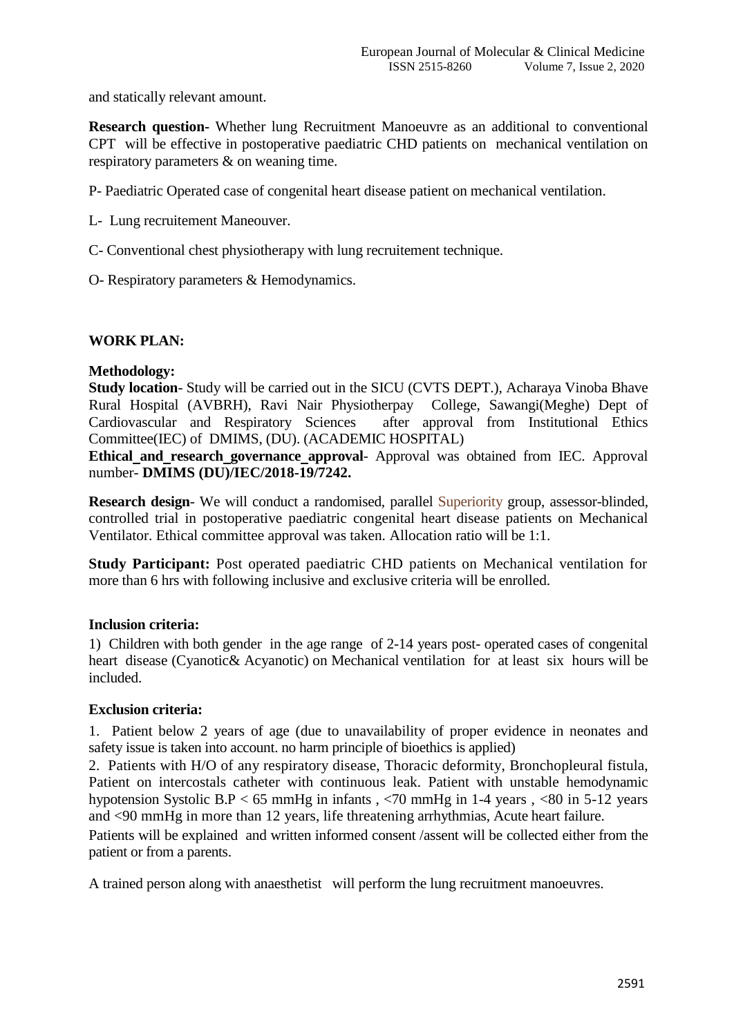and statically relevant amount.

**Research question-** Whether lung Recruitment Manoeuvre as an additional to conventional CPT will be effective in postoperative paediatric CHD patients on mechanical ventilation on respiratory parameters & on weaning time.

P- Paediatric Operated case of congenital heart disease patient on mechanical ventilation.

L- Lung recruitement Maneouver.

C- Conventional chest physiotherapy with lung recruitement technique.

O- Respiratory parameters & Hemodynamics.

**WORK PLAN:**

**Methodology:**

**Study location**- Study will be carried out in the SICU (CVTS DEPT.), Acharaya Vinoba Bhave Rural Hospital (AVBRH), Ravi Nair Physiotherpay College, Sawangi(Meghe) Dept of Cardiovascular and Respiratory Sciences after approval from Institutional Ethics Committee(IEC) of DMIMS, (DU). (ACADEMIC HOSPITAL)

**Ethical_and_research_governance_approval**- Approval was obtained from IEC. Approval number- **DMIMS (DU)/IEC/2018-19/7242.**

**Research design**- We will conduct a randomised, parallel Superiority group, assessor-blinded, controlled trial in postoperative paediatric congenital heart disease patients on Mechanical Ventilator. Ethical committee approval was taken. Allocation ratio will be 1:1.

**Study Participant:** Post operated paediatric CHD patients on Mechanical ventilation for more than 6 hrs with following inclusive and exclusive criteria will be enrolled.

**Inclusion criteria:**

1) Children with both gender in the age range of 2-14 years post- operated cases of congenital heart disease (Cyanotic& Acyanotic) on Mechanical ventilation for at least six hours will be included.

**Exclusion criteria:**

1. Patient below 2 years of age (due to unavailability of proper evidence in neonates and safety issue is taken into account. no harm principle of bioethics is applied)
2. Patients with H/O of any respiratory disease, Thoracic deformity, Bronchopleural fistula, Patient on intercostals catheter with continuous leak. Patient with unstable hemodynamic hypotension Systolic B.P < 65 mmHg in infants , <70 mmHg in 1-4 years , <80 in 5-12 years and <90 mmHg in more than 12 years, life threatening arrhythmias, Acute heart failure.

Patients will be explained and written informed consent /assent will be collected either from the patient or from a parents.

A trained person along with anaesthetist will perform the lung recruitment manoeuvres.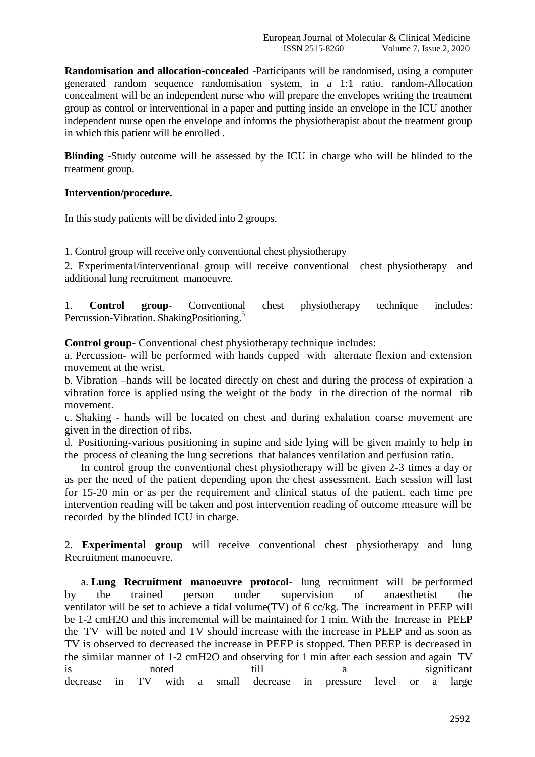**Randomisation and allocation-concealed** -Participants will be randomised, using a computer generated random sequence randomisation system, in a 1:1 ratio. random-Allocation concealment will be an independent nurse who will prepare the envelopes writing the treatment group as control or interventional in a paper and putting inside an envelope in the ICU another independent nurse open the envelope and informs the physiotherapist about the treatment group in which this patient will be enrolled .

**Blinding** -Study outcome will be assessed by the ICU in charge who will be blinded to the treatment group.

**Intervention/procedure.**

In this study patients will be divided into 2 groups.

1. Control group will receive only conventional chest physiotherapy
2. Experimental/interventional group will receive conventional chest physiotherapy and additional lung recruitment manoeuvre.

1. **Control group**- Conventional chest physiotherapy technique includes: Percussion-Vibration. ShakingPositioning.[5]

**Control group**- Conventional chest physiotherapy technique includes:

a. Percussion- will be performed with hands cupped with alternate flexion and extension movement at the wrist.

b. Vibration –hands will be located directly on chest and during the process of expiration a vibration force is applied using the weight of the body in the direction of the normal rib movement.

c. Shaking - hands will be located on chest and during exhalation coarse movement are given in the direction of ribs.

d. Positioning-various positioning in supine and side lying will be given mainly to help in the process of cleaning the lung secretions that balances ventilation and perfusion ratio.

In control group the conventional chest physiotherapy will be given 2-3 times a day or as per the need of the patient depending upon the chest assessment. Each session will last for 15-20 min or as per the requirement and clinical status of the patient. each time pre intervention reading will be taken and post intervention reading of outcome measure will be recorded by the blinded ICU in charge.

2. **Experimental group** will receive conventional chest physiotherapy and lung Recruitment manoeuvre.

a. **Lung Recruitment manoeuvre protocol**- lung recruitment will be performed by the trained person under supervision of anaesthetist the ventilator will be set to achieve a tidal volume(TV) of 6 cc/kg. The increament in PEEP will be 1-2 cmH2O and this incremental will be maintained for 1 min. With the Increase in PEEP the TV will be noted and TV should increase with the increase in PEEP and as soon as TV is observed to decreased the increase in PEEP is stopped. Then PEEP is decreased in the similar manner of 1-2 cmH2O and observing for 1 min after each session and again TV is noted till a significant decrease in TV with a small decrease in pressure level or a large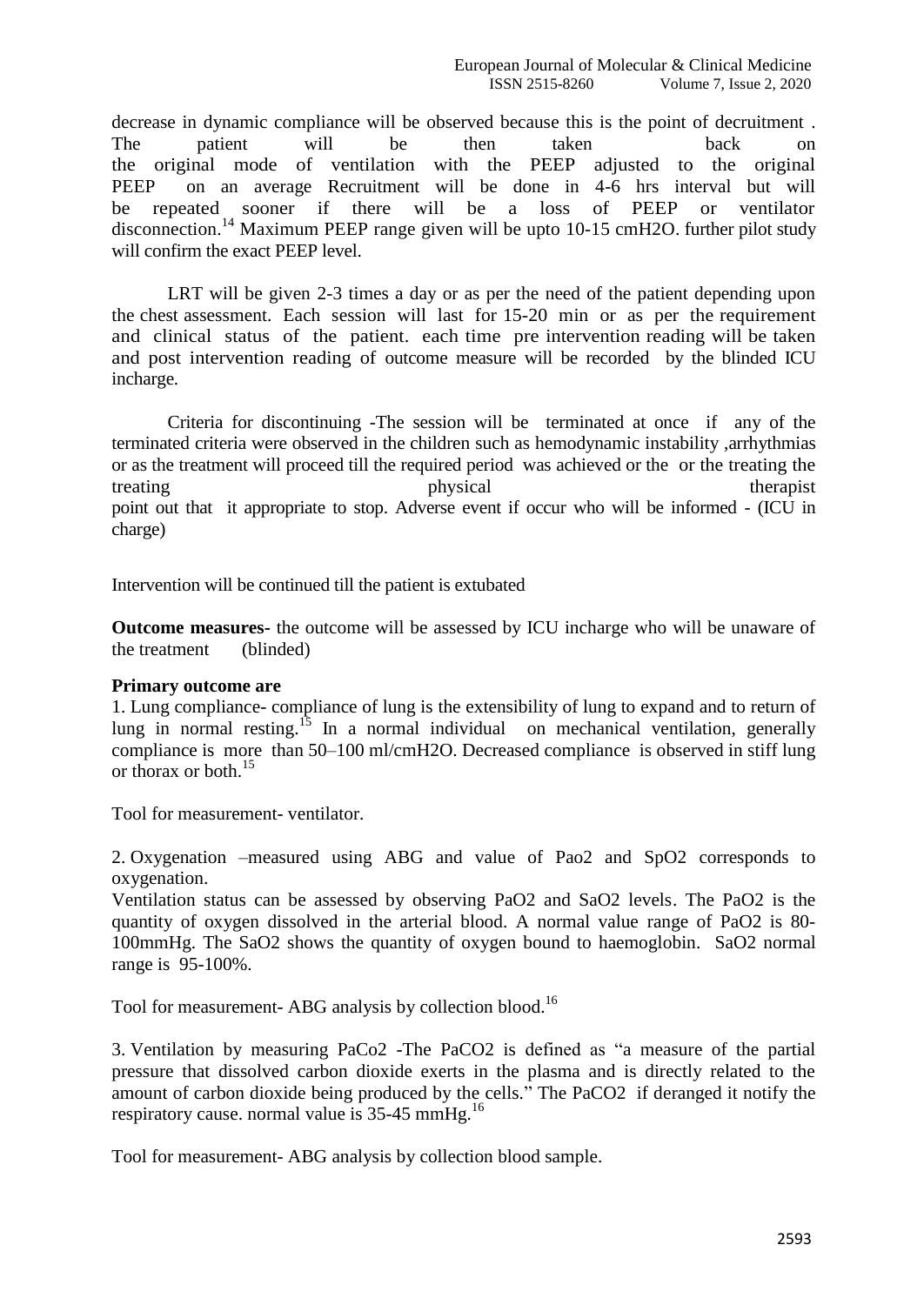decrease in dynamic compliance will be observed because this is the point of decruitment . The patient will be then taken back on the original mode of ventilation with the PEEP adjusted to the original PEEP on an average Recruitment will be done in 4-6 hrs interval but will be repeated sooner if there will be a loss of PEEP or ventilator disconnection.[14] Maximum PEEP range given will be upto 10-15 cmH2O. further pilot study will confirm the exact PEEP level.

LRT will be given 2-3 times a day or as per the need of the patient depending upon the chest assessment. Each session will last for 15-20 min or as per the requirement and clinical status of the patient. each time pre intervention reading will be taken and post intervention reading of outcome measure will be recorded by the blinded ICU incharge.

Criteria for discontinuing -The session will be terminated at once if any of the terminated criteria were observed in the children such as hemodynamic instability ,arrhythmias or as the treatment will proceed till the required period was achieved or the or the treating the treating physical therapist point out that it appropriate to stop. Adverse event if occur who will be informed - (ICU in charge)

Intervention will be continued till the patient is extubated

**Outcome measures-** the outcome will be assessed by ICU incharge who will be unaware of the treatment (blinded)

**Primary outcome are**

1. Lung compliance- compliance of lung is the extensibility of lung to expand and to return of lung in normal resting.[15] In a normal individual on mechanical ventilation, generally compliance is more than 50–100 ml/cmH2O. Decreased compliance is observed in stiff lung or thorax or both.[15]

Tool for measurement- ventilator.

2. Oxygenation –measured using ABG and value of Pao2 and SpO2 corresponds to oxygenation.
Ventilation status can be assessed by observing $PaO_2$ and $SaO_2$ levels. The $PaO_2$ is the quantity of oxygen dissolved in the arterial blood. A normal value range of $PaO_2$ is 80-100mmHg. The $SaO_2$ shows the quantity of oxygen bound to haemoglobin. $SaO_2$ normal range is 95-100%.

Tool for measurement- ABG analysis by collection blood.[16]

3. Ventilation by measuring PaCo2 -The $PaCO_2$ is defined as "a measure of the partial pressure that dissolved carbon dioxide exerts in the plasma and is directly related to the amount of carbon dioxide being produced by the cells." The $PaCO_2$ if deranged it notify the respiratory cause. normal value is 35-45 mmHg.[16]

Tool for measurement- ABG analysis by collection blood sample.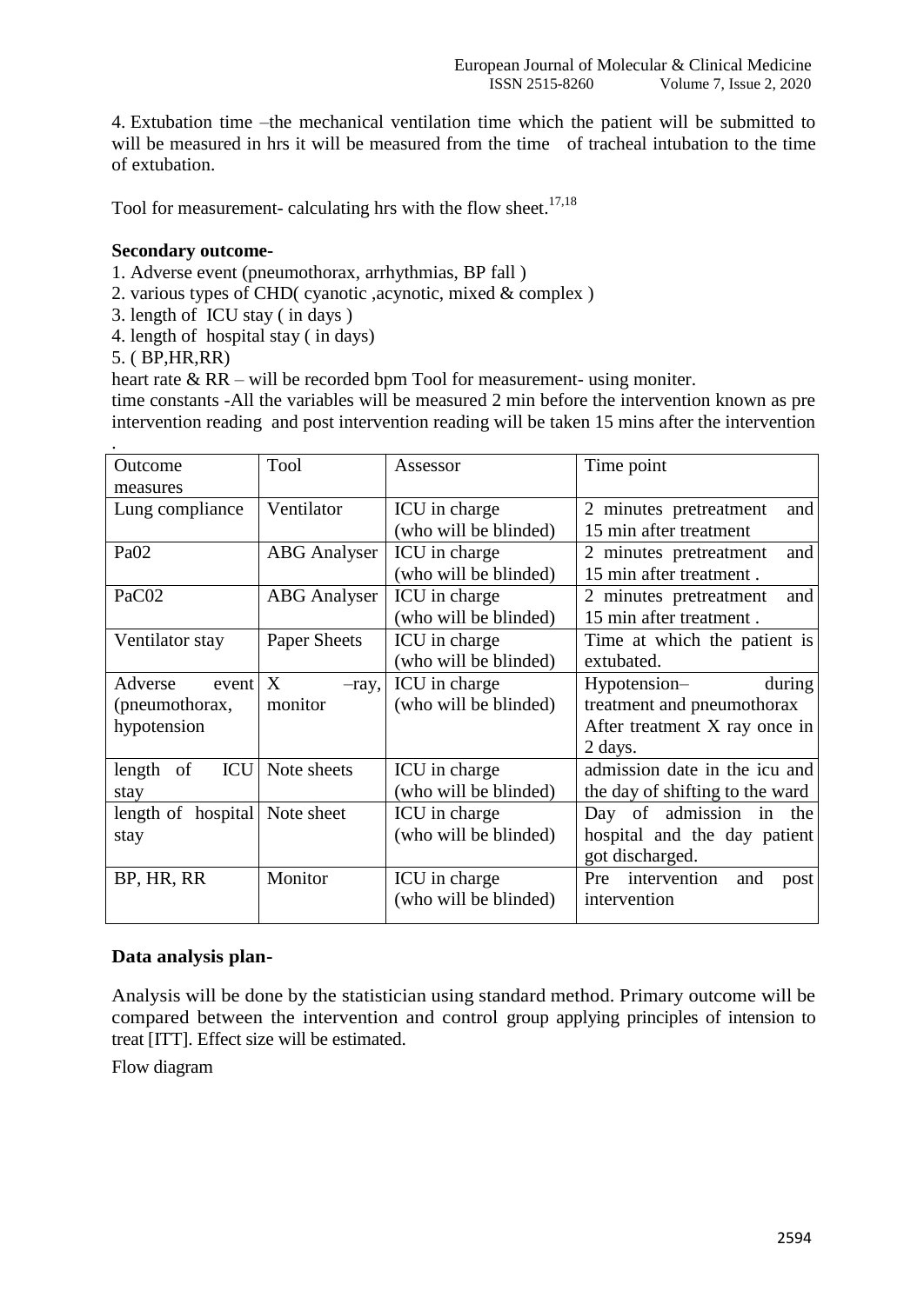4. Extubation time –the mechanical ventilation time which the patient will be submitted to will be measured in hrs it will be measured from the time of tracheal intubation to the time of extubation.

Tool for measurement- calculating hrs with the flow sheet.[17,18]

**Secondary outcome-**

1. Adverse event (pneumothorax, arrhythmias, BP fall )
2. various types of CHD( cyanotic ,acynotic, mixed & complex )
3. length of ICU stay ( in days )
4. length of hospital stay ( in days)
5. ( BP,HR,RR)

heart rate & RR – will be recorded bpm Tool for measurement- using moniter.

time constants -All the variables will be measured 2 min before the intervention known as pre intervention reading and post intervention reading will be taken 15 mins after the intervention .

| Outcome measures | Tool | Assessor | Time point |
|---|---|---|---|
| Lung compliance | Ventilator | ICU in charge (who will be blinded) | 2 minutes pretreatment and 15 min after treatment |
| Pa02 | ABG Analyser | ICU in charge (who will be blinded) | 2 minutes pretreatment and 15 min after treatment . |
| PaC02 | ABG Analyser | ICU in charge (who will be blinded) | 2 minutes pretreatment and 15 min after treatment . |
| Ventilator stay | Paper Sheets | ICU in charge (who will be blinded) | Time at which the patient is extubated. |
| Adverse event (pneumothorax, hypotension | X –ray, monitor | ICU in charge (who will be blinded) | Hypotension– during treatment and pneumothorax After treatment X ray once in 2 days. |
| length of ICU stay | Note sheets | ICU in charge (who will be blinded) | admission date in the icu and the day of shifting to the ward |
| length of hospital stay | Note sheet | ICU in charge (who will be blinded) | Day of admission in the hospital and the day patient got discharged. |
| BP, HR, RR | Monitor | ICU in charge (who will be blinded) | Pre intervention and post intervention |

**Data analysis plan-**

Analysis will be done by the statistician using standard method. Primary outcome will be compared between the intervention and control group applying principles of intension to treat [ITT]. Effect size will be estimated.

Flow diagram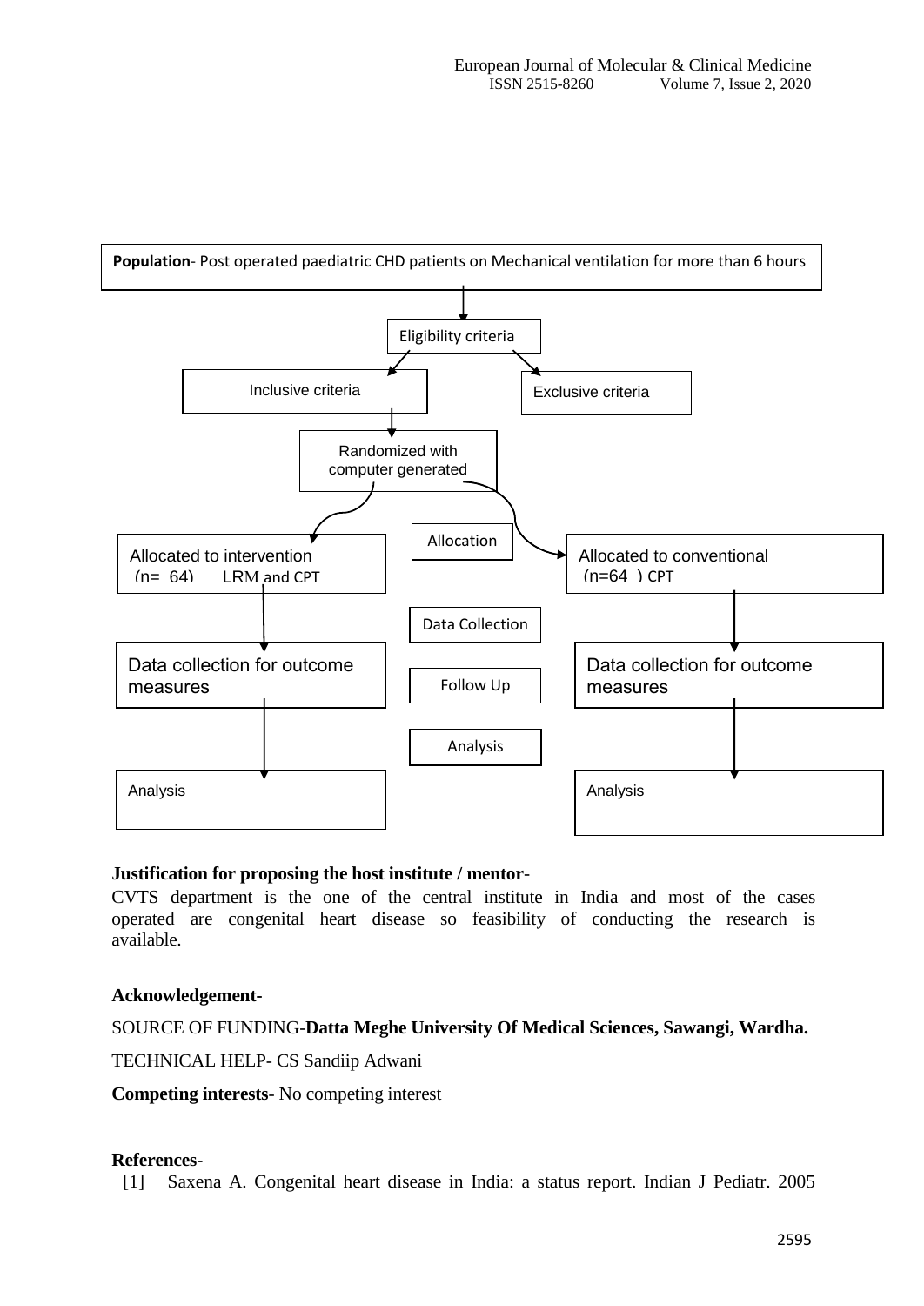Population- Post operated paediatric CHD patients on Mechanical ventilation for more than 6 hours

Eligibility criteria

Inclusive criteria

Exclusive criteria

Randomized with computer generated

Allocation

Allocated to intervention (n= 64) LRM and CPT

Allocated to conventional (n=64 ) CPT

Data Collection

Data collection for outcome measures

Data collection for outcome measures

Follow Up

Analysis

Analysis

Analysis

**Justification for proposing the host institute / mentor**-

CVTS department is the one of the central institute in India and most of the cases operated are congenital heart disease so feasibility of conducting the research is available.

**Acknowledgement-**

SOURCE OF FUNDING-**Datta Meghe University Of Medical Sciences, Sawangi, Wardha.**

TECHNICAL HELP- CS Sandiip Adwani

**Competing interests**- No competing interest

**References-**

[1] Saxena A. Congenital heart disease in India: a status report. Indian J Pediatr. 2005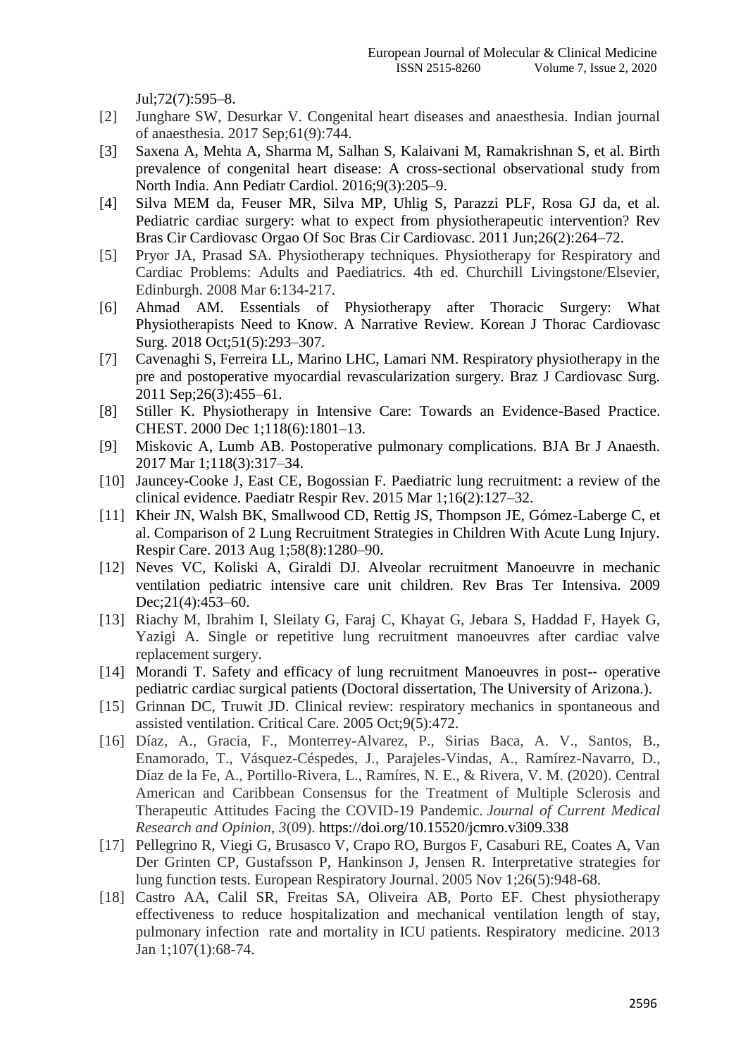Jul;72(7):595–8.

[2] Junghare SW, Desurkar V. Congenital heart diseases and anaesthesia. Indian journal of anaesthesia. 2017 Sep;61(9):744.

[3] Saxena A, Mehta A, Sharma M, Salhan S, Kalaivani M, Ramakrishnan S, et al. Birth prevalence of congenital heart disease: A cross-sectional observational study from North India. Ann Pediatr Cardiol. 2016;9(3):205–9.

[4] Silva MEM da, Feuser MR, Silva MP, Uhlig S, Parazzi PLF, Rosa GJ da, et al. Pediatric cardiac surgery: what to expect from physiotherapeutic intervention? Rev Bras Cir Cardiovasc Orgao Of Soc Bras Cir Cardiovasc. 2011 Jun;26(2):264–72.

[5] Pryor JA, Prasad SA. Physiotherapy techniques. Physiotherapy for Respiratory and Cardiac Problems: Adults and Paediatrics. 4th ed. Churchill Livingstone/Elsevier, Edinburgh. 2008 Mar 6:134-217.

[6] Ahmad AM. Essentials of Physiotherapy after Thoracic Surgery: What Physiotherapists Need to Know. A Narrative Review. Korean J Thorac Cardiovasc Surg. 2018 Oct;51(5):293–307.

[7] Cavenaghi S, Ferreira LL, Marino LHC, Lamari NM. Respiratory physiotherapy in the pre and postoperative myocardial revascularization surgery. Braz J Cardiovasc Surg. 2011 Sep;26(3):455–61.

[8] Stiller K. Physiotherapy in Intensive Care: Towards an Evidence-Based Practice. CHEST. 2000 Dec 1;118(6):1801–13.

[9] Miskovic A, Lumb AB. Postoperative pulmonary complications. BJA Br J Anaesth. 2017 Mar 1;118(3):317–34.

[10] Jauncey-Cooke J, East CE, Bogossian F. Paediatric lung recruitment: a review of the clinical evidence. Paediatr Respir Rev. 2015 Mar 1;16(2):127–32.

[11] Kheir JN, Walsh BK, Smallwood CD, Rettig JS, Thompson JE, Gómez-Laberge C, et al. Comparison of 2 Lung Recruitment Strategies in Children With Acute Lung Injury. Respir Care. 2013 Aug 1;58(8):1280–90.

[12] Neves VC, Koliski A, Giraldi DJ. Alveolar recruitment Manoeuvre in mechanic ventilation pediatric intensive care unit children. Rev Bras Ter Intensiva. 2009 Dec;21(4):453–60.

[13] Riachy M, Ibrahim I, Sleilaty G, Faraj C, Khayat G, Jebara S, Haddad F, Hayek G, Yazigi A. Single or repetitive lung recruitment manoeuvres after cardiac valve replacement surgery.

[14] Morandi T. Safety and efficacy of lung recruitment Manoeuvres in post-- operative pediatric cardiac surgical patients (Doctoral dissertation, The University of Arizona.).

[15] Grinnan DC, Truwit JD. Clinical review: respiratory mechanics in spontaneous and assisted ventilation. Critical Care. 2005 Oct;9(5):472.

[16] Díaz, A., Gracia, F., Monterrey-Alvarez, P., Sirias Baca, A. V., Santos, B., Enamorado, T., Vásquez-Céspedes, J., Parajeles-Vindas, A., Ramírez-Navarro, D., Díaz de la Fe, A., Portillo-Rivera, L., Ramíres, N. E., & Rivera, V. M. (2020). Central American and Caribbean Consensus for the Treatment of Multiple Sclerosis and Therapeutic Attitudes Facing the COVID-19 Pandemic. *Journal of Current Medical Research and Opinion*, *3*(09). https://doi.org/10.15520/jcmro.v3i09.338

[17] Pellegrino R, Viegi G, Brusasco V, Crapo RO, Burgos F, Casaburi RE, Coates A, Van Der Grinten CP, Gustafsson P, Hankinson J, Jensen R. Interpretative strategies for lung function tests. European Respiratory Journal. 2005 Nov 1;26(5):948-68.

[18] Castro AA, Calil SR, Freitas SA, Oliveira AB, Porto EF. Chest physiotherapy effectiveness to reduce hospitalization and mechanical ventilation length of stay, pulmonary infection rate and mortality in ICU patients. Respiratory medicine. 2013 Jan 1;107(1):68-74.